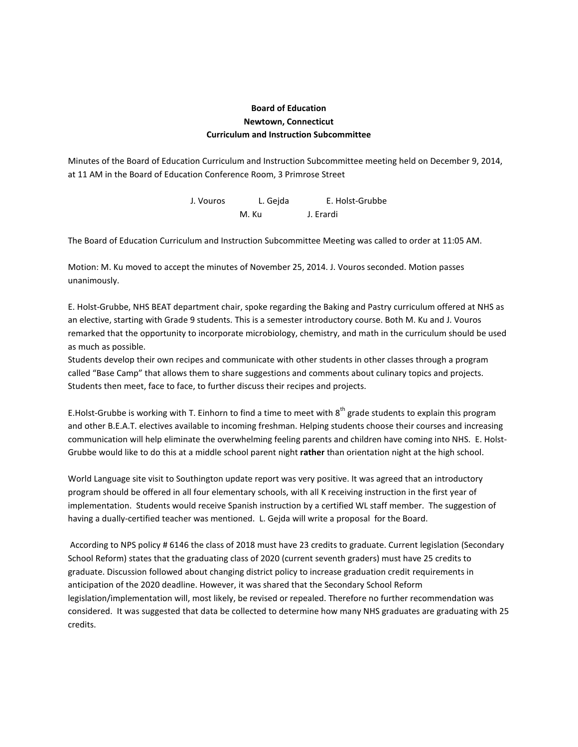**Board of Education**
**Newtown, Connecticut**
**Curriculum and Instruction Subcommittee**

Minutes of the Board of Education Curriculum and Instruction Subcommittee meeting held on December 9, 2014, at 11 AM in the Board of Education Conference Room, 3 Primrose Street

J. Vouros L. Gejda E. Holst-Grubbe
M. Ku J. Erardi

The Board of Education Curriculum and Instruction Subcommittee Meeting was called to order at 11:05 AM.

Motion: M. Ku moved to accept the minutes of November 25, 2014. J. Vouros seconded. Motion passes unanimously.

E. Holst-Grubbe, NHS BEAT department chair, spoke regarding the Baking and Pastry curriculum offered at NHS as an elective, starting with Grade 9 students. This is a semester introductory course. Both M. Ku and J. Vouros remarked that the opportunity to incorporate microbiology, chemistry, and math in the curriculum should be used as much as possible.
Students develop their own recipes and communicate with other students in other classes through a program called "Base Camp" that allows them to share suggestions and comments about culinary topics and projects. Students then meet, face to face, to further discuss their recipes and projects.

E.Holst-Grubbe is working with T. Einhorn to find a time to meet with 8th grade students to explain this program and other B.E.A.T. electives available to incoming freshman. Helping students choose their courses and increasing communication will help eliminate the overwhelming feeling parents and children have coming into NHS. E. Holst-Grubbe would like to do this at a middle school parent night **rather** than orientation night at the high school.

World Language site visit to Southington update report was very positive. It was agreed that an introductory program should be offered in all four elementary schools, with all K receiving instruction in the first year of implementation. Students would receive Spanish instruction by a certified WL staff member. The suggestion of having a dually-certified teacher was mentioned. L. Gejda will write a proposal for the Board.

According to NPS policy # 6146 the class of 2018 must have 23 credits to graduate. Current legislation (Secondary School Reform) states that the graduating class of 2020 (current seventh graders) must have 25 credits to graduate. Discussion followed about changing district policy to increase graduation credit requirements in anticipation of the 2020 deadline. However, it was shared that the Secondary School Reform legislation/implementation will, most likely, be revised or repealed. Therefore no further recommendation was considered. It was suggested that data be collected to determine how many NHS graduates are graduating with 25 credits.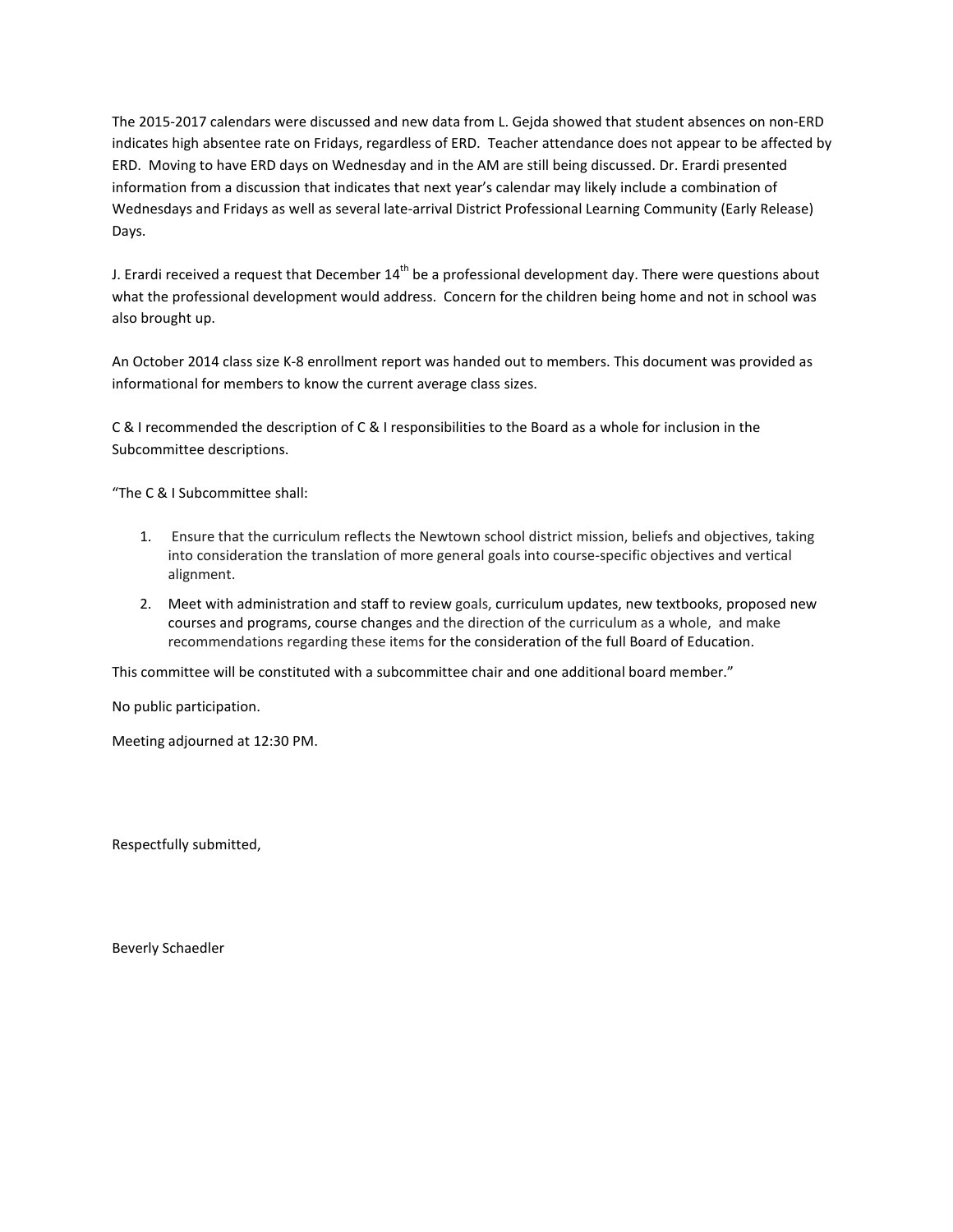The 2015-2017 calendars were discussed and new data from L. Gejda showed that student absences on non-ERD indicates high absentee rate on Fridays, regardless of ERD. Teacher attendance does not appear to be affected by ERD. Moving to have ERD days on Wednesday and in the AM are still being discussed. Dr. Erardi presented information from a discussion that indicates that next year's calendar may likely include a combination of Wednesdays and Fridays as well as several late-arrival District Professional Learning Community (Early Release) Days.

J. Erardi received a request that December 14th be a professional development day. There were questions about what the professional development would address. Concern for the children being home and not in school was also brought up.

An October 2014 class size K-8 enrollment report was handed out to members. This document was provided as informational for members to know the current average class sizes.

C & I recommended the description of C & I responsibilities to the Board as a whole for inclusion in the Subcommittee descriptions.

"The C & I Subcommittee shall:

1. Ensure that the curriculum reflects the Newtown school district mission, beliefs and objectives, taking into consideration the translation of more general goals into course-specific objectives and vertical alignment.
2. Meet with administration and staff to review goals, curriculum updates, new textbooks, proposed new courses and programs, course changes and the direction of the curriculum as a whole, and make recommendations regarding these items for the consideration of the full Board of Education.

This committee will be constituted with a subcommittee chair and one additional board member."

No public participation.

Meeting adjourned at 12:30 PM.

Respectfully submitted,

Beverly Schaedler